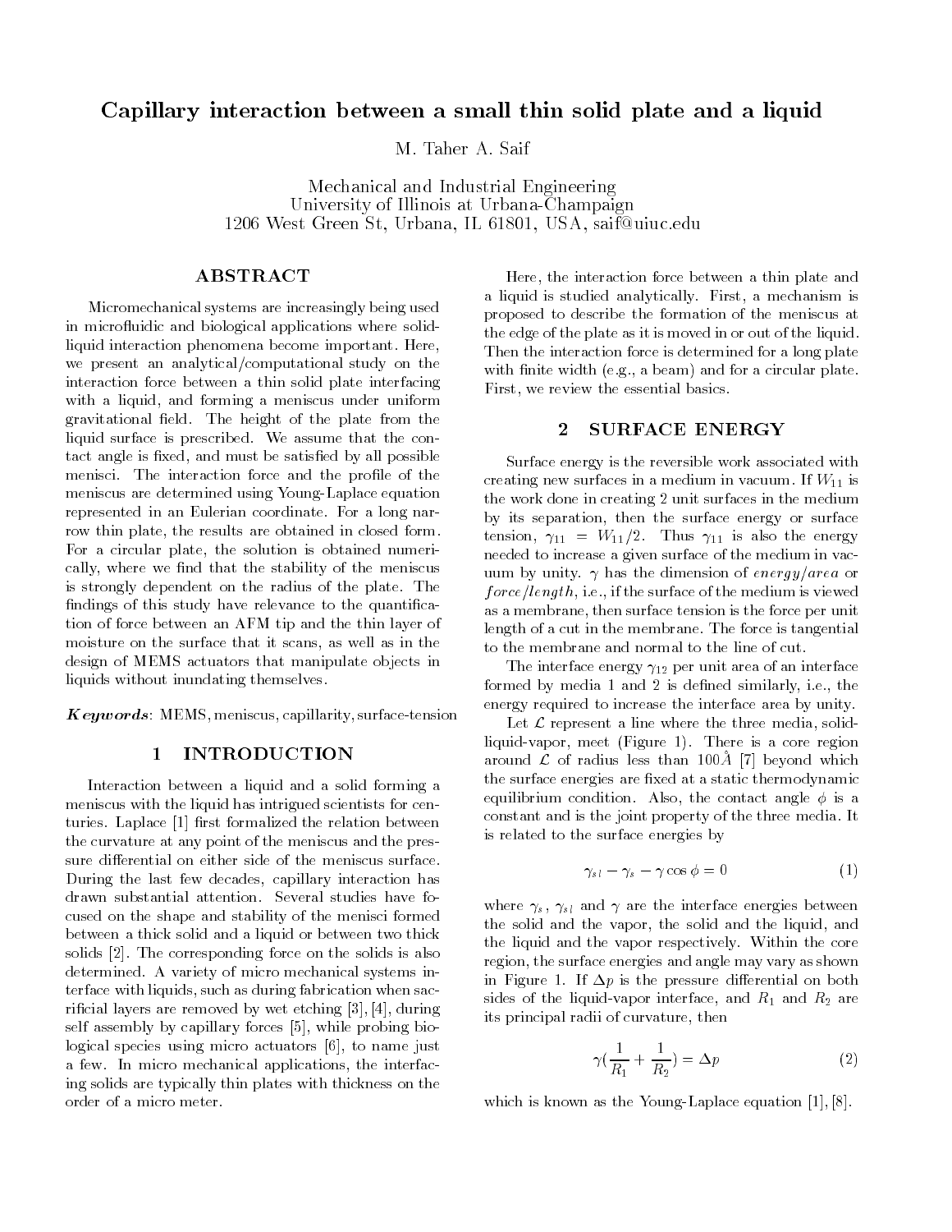# Capillary interaction between a small thin solid plate and a liquid

M. Taher A. Saif

Mechanical and Industrial Engineering
University of Illinois at Urbana-Champaign
1206 West Green St, Urbana, IL 61801, USA, saif@uiuc.edu

## ABSTRACT

Micromechanical systems are increasingly being used in microfluidic and biological applications where solid-liquid interaction phenomena become important. Here, we present an analytical/computational study on the interaction force between a thin solid plate interfacing with a liquid, and forming a meniscus under uniform gravitational field. The height of the plate from the liquid surface is prescribed. We assume that the contact angle is fixed, and must be satisfied by all possible menisci. The interaction force and the profile of the meniscus are determined using Young-Laplace equation represented in an Eulerian coordinate. For a long narrow thin plate, the results are obtained in closed form. For a circular plate, the solution is obtained numerically, where we find that the stability of the meniscus is strongly dependent on the radius of the plate. The findings of this study have relevance to the quantification of force between an AFM tip and the thin layer of moisture on the surface that it scans, as well as in the design of MEMS actuators that manipulate objects in liquids without inundating themselves.

***Keywords***: MEMS, meniscus, capillarity, surface-tension

## 1 INTRODUCTION

Interaction between a liquid and a solid forming a meniscus with the liquid has intrigued scientists for centuries. Laplace [1] first formalized the relation between the curvature at any point of the meniscus and the pressure differential on either side of the meniscus surface. During the last few decades, capillary interaction has drawn substantial attention. Several studies have focused on the shape and stability of the menisci formed between a thick solid and a liquid or between two thick solids [2]. The corresponding force on the solids is also determined. A variety of micro mechanical systems interface with liquids, such as during fabrication when sacrificial layers are removed by wet etching [3], [4], during self assembly by capillary forces [5], while probing biological species using micro actuators [6], to name just a few. In micro mechanical applications, the interfacing solids are typically thin plates with thickness on the order of a micro meter.

Here, the interaction force between a thin plate and a liquid is studied analytically. First, a mechanism is proposed to describe the formation of the meniscus at the edge of the plate as it is moved in or out of the liquid. Then the interaction force is determined for a long plate with finite width (e.g., a beam) and for a circular plate. First, we review the essential basics.

## 2 SURFACE ENERGY

Surface energy is the reversible work associated with creating new surfaces in a medium in vacuum. If $W_{11}$ is the work done in creating 2 unit surfaces in the medium by its separation, then the surface energy or surface tension, $\gamma_{11} = W_{11}/2$. Thus $\gamma_{11}$ is also the energy needed to increase a given surface of the medium in vacuum by unity. $\gamma$ has the dimension of *energy/area* or *force/length*, i.e., if the surface of the medium is viewed as a membrane, then surface tension is the force per unit length of a cut in the membrane. The force is tangential to the membrane and normal to the line of cut.

The interface energy $\gamma_{12}$ per unit area of an interface formed by media 1 and 2 is defined similarly, i.e., the energy required to increase the interface area by unity.

Let $\mathcal{L}$ represent a line where the three media, solid-liquid-vapor, meet (Figure 1). There is a core region around $\mathcal{L}$ of radius less than $100\mathring{A}$ [7] beyond which the surface energies are fixed at a static thermodynamic equilibrium condition. Also, the contact angle $\phi$ is a constant and is the joint property of the three media. It is related to the surface energies by

$$\gamma_{sl} - \gamma_s - \gamma\cos\phi = 0 \tag{1}$$

where $\gamma_s$, $\gamma_{sl}$ and $\gamma$ are the interface energies between the solid and the vapor, the solid and the liquid, and the liquid and the vapor respectively. Within the core region, the surface energies and angle may vary as shown in Figure 1. If $\Delta p$ is the pressure differential on both sides of the liquid-vapor interface, and $R_1$ and $R_2$ are its principal radii of curvature, then

$$\gamma\left(\frac{1}{R_1} + \frac{1}{R_2}\right) = \Delta p \tag{2}$$

which is known as the Young-Laplace equation [1], [8].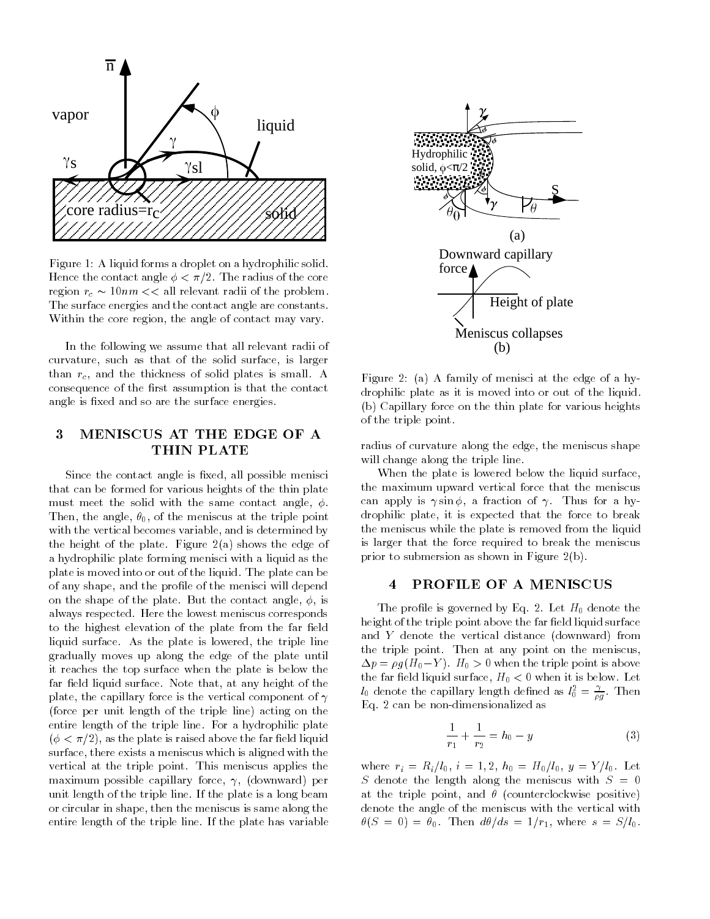Figure 1: A liquid forms a droplet on a hydrophilic solid. Hence the contact angle $\phi < \pi/2$. The radius of the core region $r_c \sim 10nm <<$ all relevant radii of the problem. The surface energies and the contact angle are constants. Within the core region, the angle of contact may vary.

In the following we assume that all relevant radii of curvature, such as that of the solid surface, is larger than $r_c$, and the thickness of solid plates is small. A consequence of the first assumption is that the contact angle is fixed and so are the surface energies.

## 3 MENISCUS AT THE EDGE OF A THIN PLATE

Since the contact angle is fixed, all possible menisci that can be formed for various heights of the thin plate must meet the solid with the same contact angle, $\phi$. Then, the angle, $\theta_0$, of the meniscus at the triple point with the vertical becomes variable, and is determined by the height of the plate. Figure 2(a) shows the edge of a hydrophilic plate forming menisci with a liquid as the plate is moved into or out of the liquid. The plate can be of any shape, and the profile of the menisci will depend on the shape of the plate. But the contact angle, $\phi$, is always respected. Here the lowest meniscus corresponds to the highest elevation of the plate from the far field liquid surface. As the plate is lowered, the triple line gradually moves up along the edge of the plate until it reaches the top surface when the plate is below the far field liquid surface. Note that, at any height of the plate, the capillary force is the vertical component of $\gamma$ (force per unit length of the triple line) acting on the entire length of the triple line. For a hydrophilic plate ($\phi < \pi/2$), as the plate is raised above the far field liquid surface, there exists a meniscus which is aligned with the vertical at the triple point. This meniscus applies the maximum possible capillary force, $\gamma$, (downward) per unit length of the triple line. If the plate is a long beam or circular in shape, then the meniscus is same along the entire length of the triple line. If the plate has variable radius of curvature along the edge, the meniscus shape will change along the triple line.

Figure 2: (a) A family of menisci at the edge of a hydrophilic plate as it is moved into or out of the liquid. (b) Capillary force on the thin plate for various heights of the triple point.

When the plate is lowered below the liquid surface, the maximum upward vertical force that the meniscus can apply is $\gamma \sin\phi$, a fraction of $\gamma$. Thus for a hydrophilic plate, it is expected that the force to break the meniscus while the plate is removed from the liquid is larger that the force required to break the meniscus prior to submersion as shown in Figure 2(b).

## 4 PROFILE OF A MENISCUS

The profile is governed by Eq. 2. Let $H_0$ denote the height of the triple point above the far field liquid surface and $Y$ denote the vertical distance (downward) from the triple point. Then at any point on the meniscus, $\Delta p = \rho g(H_0 - Y)$. $H_0 > 0$ when the triple point is above the far field liquid surface, $H_0 < 0$ when it is below. Let $l_0$ denote the capillary length defined as $l_0^2 = \frac{\gamma}{\rho g}$. Then Eq. 2 can be non-dimensionalized as

$$\frac{1}{r_1} + \frac{1}{r_2} = h_0 - y \tag{3}$$

where $r_i = R_i/l_0$, $i = 1, 2$, $h_0 = H_0/l_0$, $y = Y/l_0$. Let $S$ denote the length along the meniscus with $S = 0$ at the triple point, and $\theta$ (counterclockwise positive) denote the angle of the meniscus with the vertical with $\theta(S = 0) = \theta_0$. Then $d\theta/ds = 1/r_1$, where $s = S/l_0$.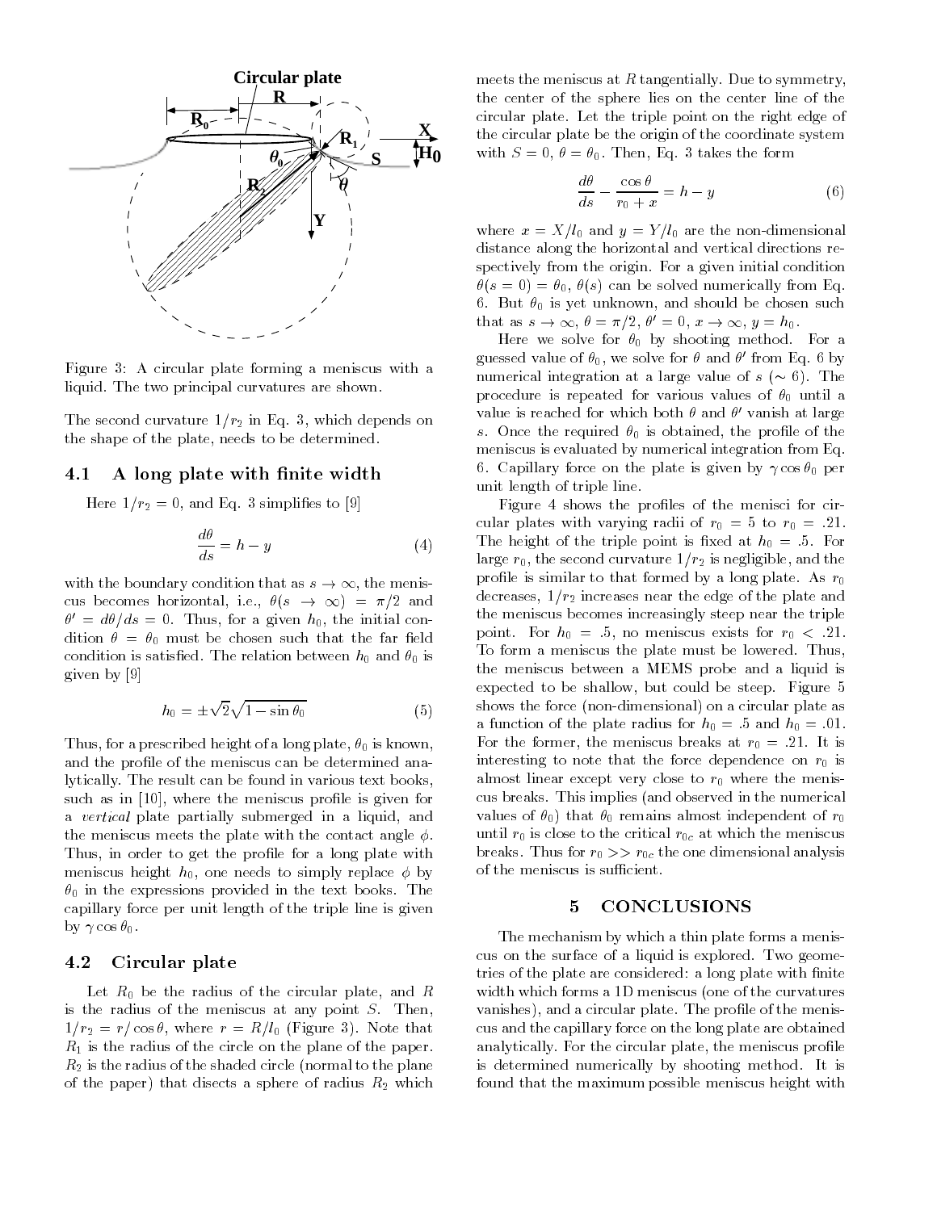Figure 3: A circular plate forming a meniscus with a liquid. The two principal curvatures are shown.

The second curvature $1/r_2$ in Eq. 3, which depends on the shape of the plate, needs to be determined.

### 4.1 A long plate with finite width

Here $1/r_2 = 0$, and Eq. 3 simplifies to [9]

$$\frac{d\theta}{ds} = h - y \tag{4}$$

with the boundary condition that as $s \to \infty$, the meniscus becomes horizontal, i.e., $\theta(s \to \infty) = \pi/2$ and $\theta' = d\theta/ds = 0$. Thus, for a given $h_0$, the initial condition $\theta = \theta_0$ must be chosen such that the far field condition is satisfied. The relation between $h_0$ and $\theta_0$ is given by [9]

$$h_0 = \pm\sqrt{2}\sqrt{1 - \sin\theta_0} \tag{5}$$

Thus, for a prescribed height of a long plate, $\theta_0$ is known, and the profile of the meniscus can be determined analytically. The result can be found in various text books, such as in [10], where the meniscus profile is given for a *vertical* plate partially submerged in a liquid, and the meniscus meets the plate with the contact angle $\phi$. Thus, in order to get the profile for a long plate with meniscus height $h_0$, one needs to simply replace $\phi$ by $\theta_0$ in the expressions provided in the text books. The capillary force per unit length of the triple line is given by $\gamma \cos\theta_0$.

### 4.2 Circular plate

Let $R_0$ be the radius of the circular plate, and $R$ is the radius of the meniscus at any point $S$. Then, $1/r_2 = r/\cos\theta$, where $r = R/l_0$ (Figure 3). Note that $R_1$ is the radius of the circle on the plane of the paper. $R_2$ is the radius of the shaded circle (normal to the plane of the paper) that disects a sphere of radius $R_2$ which meets the meniscus at $R$ tangentially. Due to symmetry, the center of the sphere lies on the center line of the circular plate. Let the triple point on the right edge of the circular plate be the origin of the coordinate system with $S = 0$, $\theta = \theta_0$. Then, Eq. 3 takes the form

$$\frac{d\theta}{ds} - \frac{\cos\theta}{r_0 + x} = h - y \tag{6}$$

where $x = X/l_0$ and $y = Y/l_0$ are the non-dimensional distance along the horizontal and vertical directions respectively from the origin. For a given initial condition $\theta(s = 0) = \theta_0$, $\theta(s)$ can be solved numerically from Eq. 6. But $\theta_0$ is yet unknown, and should be chosen such that as $s \to \infty$, $\theta = \pi/2$, $\theta' = 0$, $x \to \infty$, $y = h_0$.

Here we solve for $\theta_0$ by shooting method. For a guessed value of $\theta_0$, we solve for $\theta$ and $\theta'$ from Eq. 6 by numerical integration at a large value of $s$ ($\sim 6$). The procedure is repeated for various values of $\theta_0$ until a value is reached for which both $\theta$ and $\theta'$ vanish at large $s$. Once the required $\theta_0$ is obtained, the profile of the meniscus is evaluated by numerical integration from Eq. 6. Capillary force on the plate is given by $\gamma\cos\theta_0$ per unit length of triple line.

Figure 4 shows the profiles of the menisci for circular plates with varying radii of $r_0 = 5$ to $r_0 = .21$. The height of the triple point is fixed at $h_0 = .5$. For large $r_0$, the second curvature $1/r_2$ is negligible, and the profile is similar to that formed by a long plate. As $r_0$ decreases, $1/r_2$ increases near the edge of the plate and the meniscus becomes increasingly steep near the triple point. For $h_0 = .5$, no meniscus exists for $r_0 < .21$. To form a meniscus the plate must be lowered. Thus, the meniscus between a MEMS probe and a liquid is expected to be shallow, but could be steep. Figure 5 shows the force (non-dimensional) on a circular plate as a function of the plate radius for $h_0 = .5$ and $h_0 = .01$. For the former, the meniscus breaks at $r_0 = .21$. It is interesting to note that the force dependence on $r_0$ is almost linear except very close to $r_0$ where the meniscus breaks. This implies (and observed in the numerical values of $\theta_0$) that $\theta_0$ remains almost independent of $r_0$ until $r_0$ is close to the critical $r_{0c}$ at which the meniscus breaks. Thus for $r_0 >> r_{0c}$ the one dimensional analysis of the meniscus is sufficient.

## 5 CONCLUSIONS

The mechanism by which a thin plate forms a meniscus on the surface of a liquid is explored. Two geometries of the plate are considered: a long plate with finite width which forms a 1D meniscus (one of the curvatures vanishes), and a circular plate. The profile of the meniscus and the capillary force on the long plate are obtained analytically. For the circular plate, the meniscus profile is determined numerically by shooting method. It is found that the maximum possible meniscus height with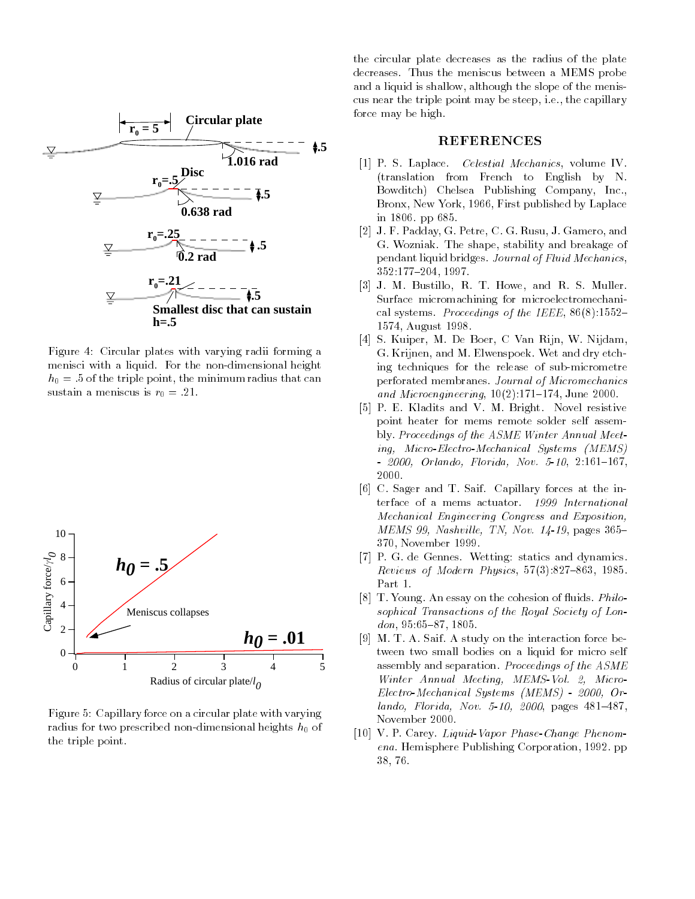Circular plate

$r_0 = 5$

.5

1.016 rad

Disc

$r_0$=.5

.5

0.638 rad

$r_0$=.25

.5

0.2 rad

$r_0$=.21

.5

Smallest disc that can sustain h=.5

Figure 4: Circular plates with varying radii forming a menisci with a liquid. For the non-dimensional height $h_0 = .5$ of the triple point, the minimum radius that can sustain a meniscus is $r_0 = .21$.

Capillary force/$\gamma l_0$

Radius of circular plate/$l_0$

0 1 2 3 4 5

0 2 4 6 8 10

$h_0 = .5$

Meniscus collapses

$h_0 = .01$

Figure 5: Capillary force on a circular plate with varying radius for two prescribed non-dimensional heights $h_0$ of the triple point.

the circular plate decreases as the radius of the plate decreases. Thus the meniscus between a MEMS probe and a liquid is shallow, although the slope of the meniscus near the triple point may be steep, i.e., the capillary force may be high.

## REFERENCES

[1] P. S. Laplace. *Celestial Mechanics*, volume IV. (translation from French to English by N. Bowditch) Chelsea Publishing Company, Inc., Bronx, New York, 1966, First published by Laplace in 1806. pp 685.

[2] J. F. Padday, G. Petre, C. G. Rusu, J. Gamero, and G. Wozniak. The shape, stability and breakage of pendant liquid bridges. *Journal of Fluid Mechanics*, 352:177–204, 1997.

[3] J. M. Bustillo, R. T. Howe, and R. S. Muller. Surface micromachining for microelectromechanical systems. *Proceedings of the IEEE*, 86(8):1552–1574, August 1998.

[4] S. Kuiper, M. De Boer, C Van Rijn, W. Nijdam, G. Krijnen, and M. Elwenspoek. Wet and dry etching techniques for the release of sub-micrometre perforated membranes. *Journal of Micromechanics and Microengineering*, 10(2):171–174, June 2000.

[5] P. E. Kladitis and V. M. Bright. Novel resistive point heater for mems remote solder self assembly. *Proceedings of the ASME Winter Annual Meeting, Micro-Electro-Mechanical Systems (MEMS) - 2000, Orlando, Florida, Nov. 5-10*, 2:161–167, 2000.

[6] C. Sager and T. Saif. Capillary forces at the interface of a mems actuator. *1999 International Mechanical Engineering Congress and Exposition, MEMS 99, Nashville, TN, Nov. 14-19*, pages 365–370, November 1999.

[7] P. G. de Gennes. Wetting: statics and dynamics. *Reviews of Modern Physics*, 57(3):827–863, 1985. Part 1.

[8] T. Young. An essay on the cohesion of fluids. *Philosophical Transactions of the Royal Society of London*, 95:65–87, 1805.

[9] M. T. A. Saif. A study on the interaction force between two small bodies on a liquid for micro self assembly and separation. *Proceedings of the ASME Winter Annual Meeting, MEMS-Vol. 2, Micro-Electro-Mechanical Systems (MEMS) - 2000, Orlando, Florida, Nov. 5-10, 2000*, pages 481–487, November 2000.

[10] V. P. Carey. *Liquid-Vapor Phase-Change Phenomena*. Hemisphere Publishing Corporation, 1992. pp 38, 76.